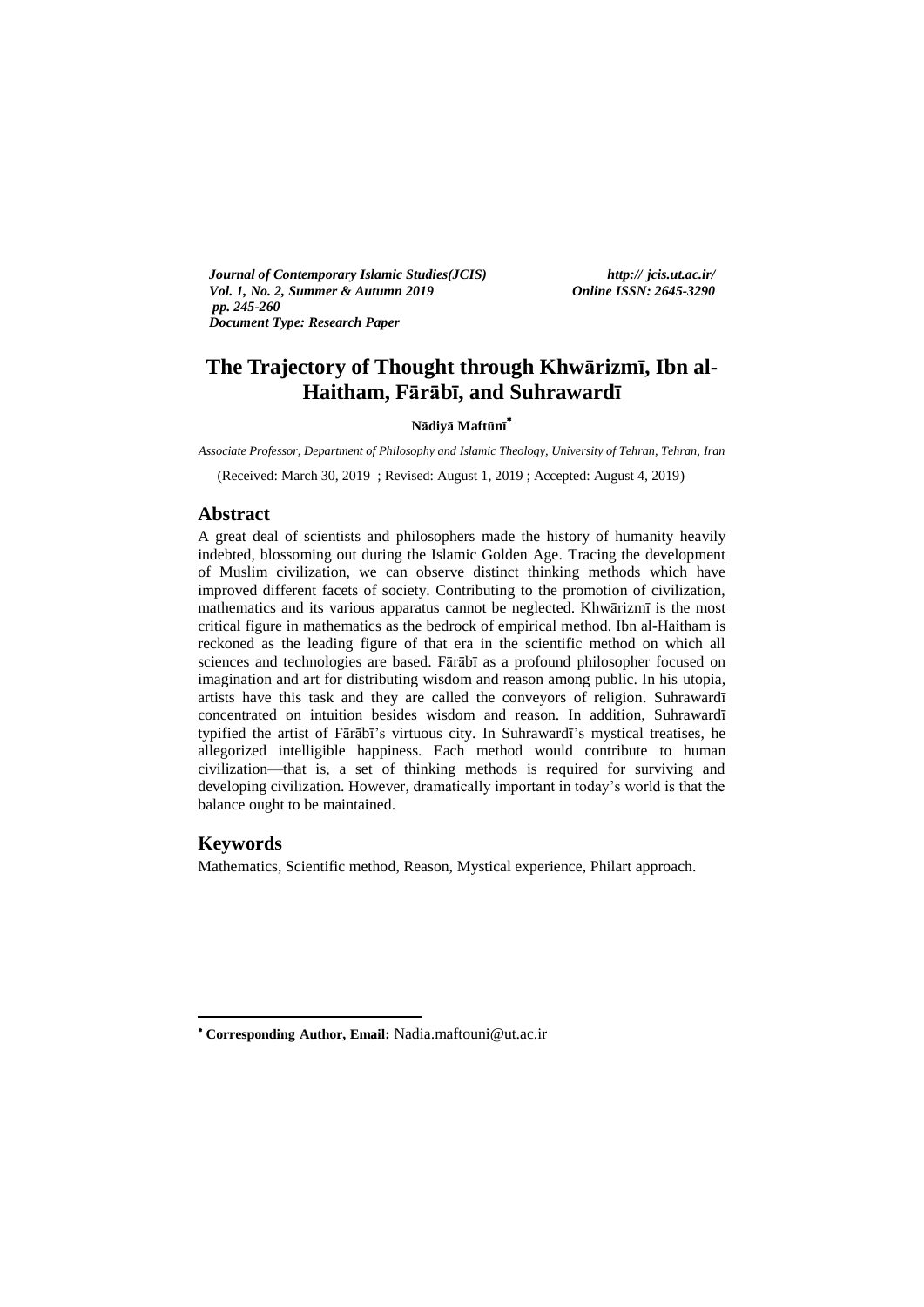*Journal of Contemporary Islamic Studies(JCIS)* *http:// jcis.ut.ac.ir/*
*Vol. 1, No. 2, Summer & Autumn 2019* *Online ISSN: 2645-3290*
*pp. 245-260*
*Document Type: Research Paper*

# The Trajectory of Thought through Khwārizmī, Ibn al-Haitham, Fārābī, and Suhrawardī

**Nādiyā Maftūnī**[*]

*Associate Professor, Department of Philosophy and Islamic Theology, University of Tehran, Tehran, Iran*

(Received: March 30, 2019 ; Revised: August 1, 2019 ; Accepted: August 4, 2019)

## Abstract

A great deal of scientists and philosophers made the history of humanity heavily indebted, blossoming out during the Islamic Golden Age. Tracing the development of Muslim civilization, we can observe distinct thinking methods which have improved different facets of society. Contributing to the promotion of civilization, mathematics and its various apparatus cannot be neglected. Khwārizmī is the most critical figure in mathematics as the bedrock of empirical method. Ibn al-Haitham is reckoned as the leading figure of that era in the scientific method on which all sciences and technologies are based. Fārābī as a profound philosopher focused on imagination and art for distributing wisdom and reason among public. In his utopia, artists have this task and they are called the conveyors of religion. Suhrawardī concentrated on intuition besides wisdom and reason. In addition, Suhrawardī typified the artist of Fārābī's virtuous city. In Suhrawardī's mystical treatises, he allegorized intelligible happiness. Each method would contribute to human civilization—that is, a set of thinking methods is required for surviving and developing civilization. However, dramatically important in today's world is that the balance ought to be maintained.

## Keywords

Mathematics, Scientific method, Reason, Mystical experience, Philart approach.

---

[*] **Corresponding Author, Email:** Nadia.maftouni@ut.ac.ir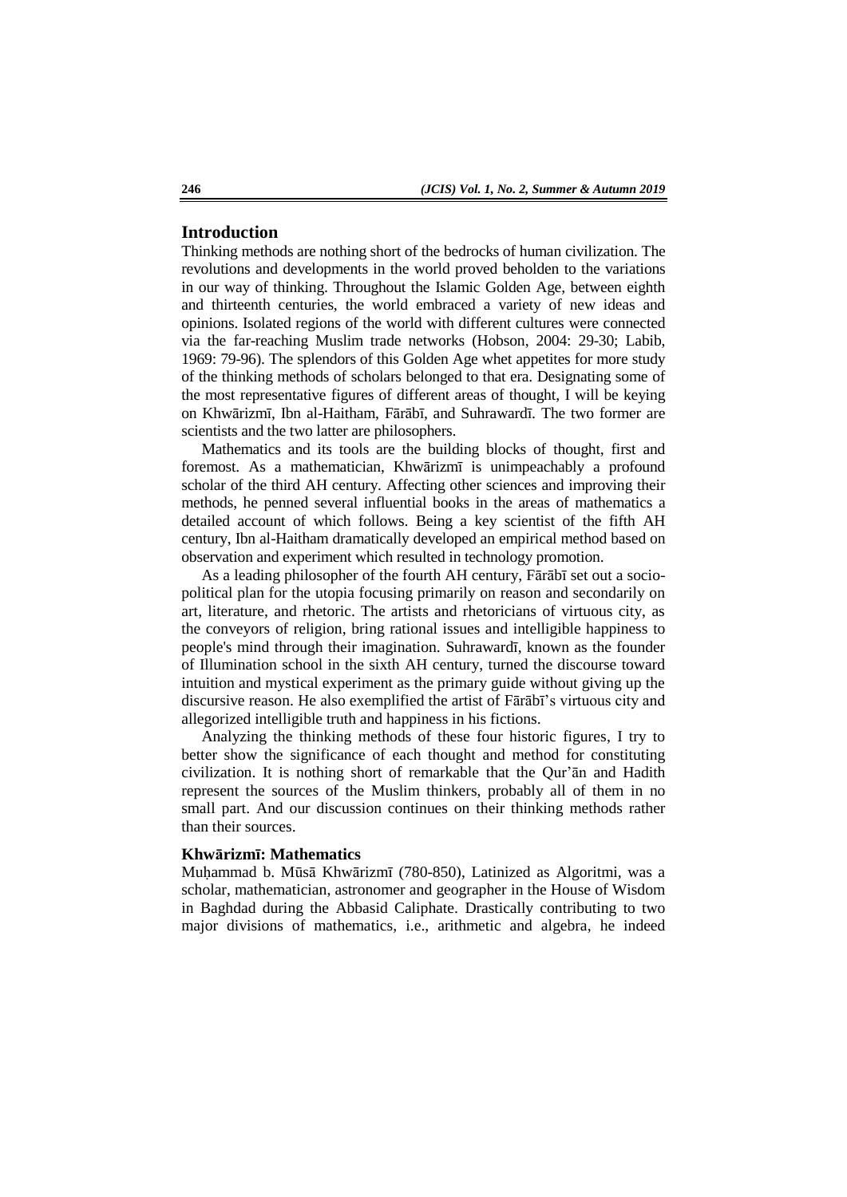## Introduction

Thinking methods are nothing short of the bedrocks of human civilization. The revolutions and developments in the world proved beholden to the variations in our way of thinking. Throughout the Islamic Golden Age, between eighth and thirteenth centuries, the world embraced a variety of new ideas and opinions. Isolated regions of the world with different cultures were connected via the far-reaching Muslim trade networks (Hobson, 2004: 29-30; Labib, 1969: 79-96). The splendors of this Golden Age whet appetites for more study of the thinking methods of scholars belonged to that era. Designating some of the most representative figures of different areas of thought, I will be keying on Khwārizmī, Ibn al-Haitham, Fārābī, and Suhrawardī. The two former are scientists and the two latter are philosophers.

Mathematics and its tools are the building blocks of thought, first and foremost. As a mathematician, Khwārizmī is unimpeachably a profound scholar of the third AH century. Affecting other sciences and improving their methods, he penned several influential books in the areas of mathematics a detailed account of which follows. Being a key scientist of the fifth AH century, Ibn al-Haitham dramatically developed an empirical method based on observation and experiment which resulted in technology promotion.

As a leading philosopher of the fourth AH century, Fārābī set out a socio-political plan for the utopia focusing primarily on reason and secondarily on art, literature, and rhetoric. The artists and rhetoricians of virtuous city, as the conveyors of religion, bring rational issues and intelligible happiness to people's mind through their imagination. Suhrawardī, known as the founder of Illumination school in the sixth AH century, turned the discourse toward intuition and mystical experiment as the primary guide without giving up the discursive reason. He also exemplified the artist of Fārābī's virtuous city and allegorized intelligible truth and happiness in his fictions.

Analyzing the thinking methods of these four historic figures, I try to better show the significance of each thought and method for constituting civilization. It is nothing short of remarkable that the Qur'ān and Hadith represent the sources of the Muslim thinkers, probably all of them in no small part. And our discussion continues on their thinking methods rather than their sources.

### Khwārizmī: Mathematics

Muḥammad b. Mūsā Khwārizmī (780-850), Latinized as Algoritmi, was a scholar, mathematician, astronomer and geographer in the House of Wisdom in Baghdad during the Abbasid Caliphate. Drastically contributing to two major divisions of mathematics, i.e., arithmetic and algebra, he indeed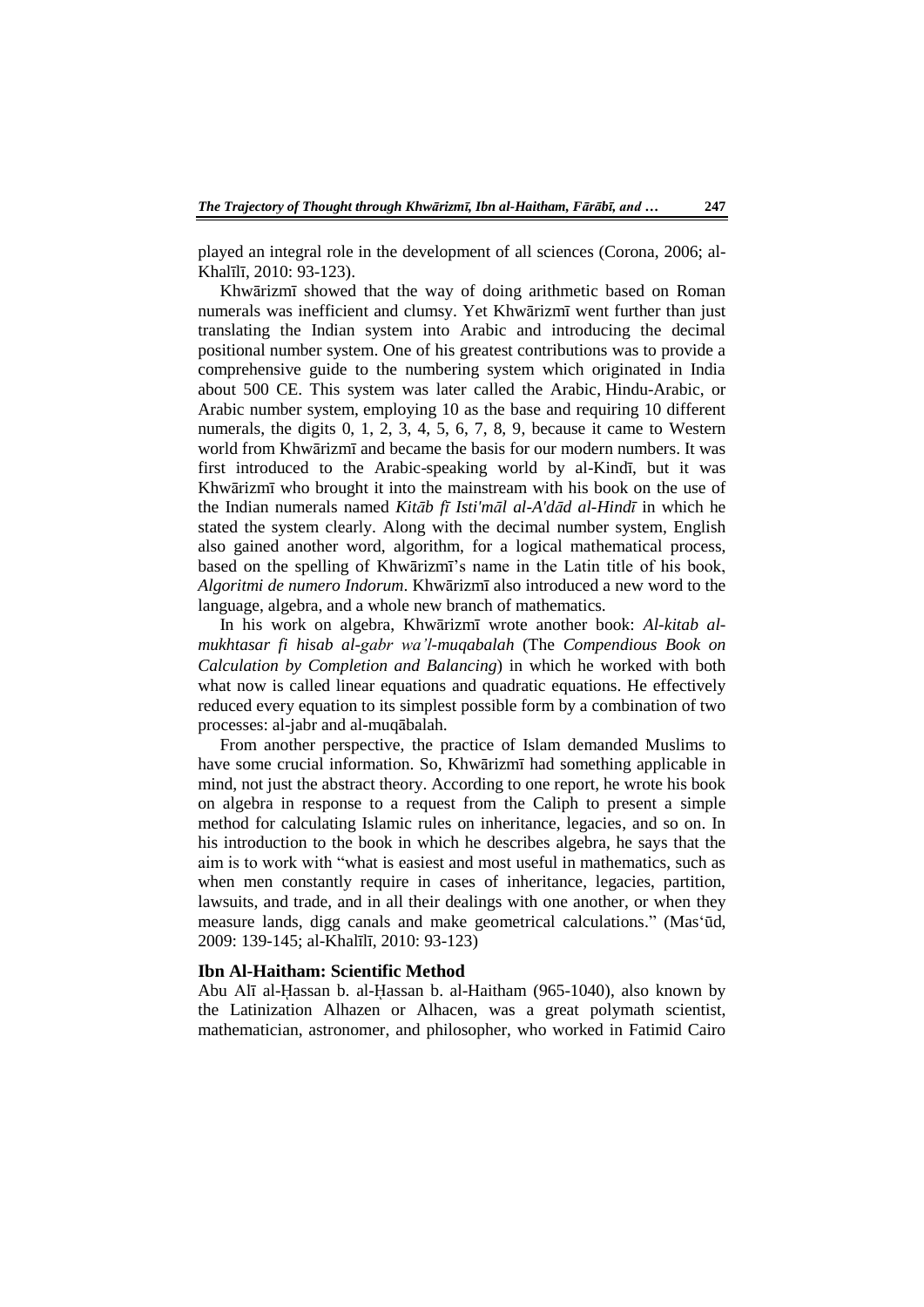played an integral role in the development of all sciences (Corona, 2006; al-Khalīlī, 2010: 93-123).

Khwārizmī showed that the way of doing arithmetic based on Roman numerals was inefficient and clumsy. Yet Khwārizmī went further than just translating the Indian system into Arabic and introducing the decimal positional number system. One of his greatest contributions was to provide a comprehensive guide to the numbering system which originated in India about 500 CE. This system was later called the Arabic, Hindu-Arabic, or Arabic number system, employing 10 as the base and requiring 10 different numerals, the digits 0, 1, 2, 3, 4, 5, 6, 7, 8, 9, because it came to Western world from Khwārizmī and became the basis for our modern numbers. It was first introduced to the Arabic-speaking world by al-Kindī, but it was Khwārizmī who brought it into the mainstream with his book on the use of the Indian numerals named *Kitāb fī Isti'māl al-A'dād al-Hindī* in which he stated the system clearly. Along with the decimal number system, English also gained another word, algorithm, for a logical mathematical process, based on the spelling of Khwārizmī's name in the Latin title of his book, *Algoritmi de numero Indorum*. Khwārizmī also introduced a new word to the language, algebra, and a whole new branch of mathematics.

In his work on algebra, Khwārizmī wrote another book: *Al-kitab al-mukhtasar fi hisab al-gabr wa'l-muqabalah* (The *Compendious Book on Calculation by Completion and Balancing*) in which he worked with both what now is called linear equations and quadratic equations. He effectively reduced every equation to its simplest possible form by a combination of two processes: al-jabr and al-muqābalah.

From another perspective, the practice of Islam demanded Muslims to have some crucial information. So, Khwārizmī had something applicable in mind, not just the abstract theory. According to one report, he wrote his book on algebra in response to a request from the Caliph to present a simple method for calculating Islamic rules on inheritance, legacies, and so on. In his introduction to the book in which he describes algebra, he says that the aim is to work with "what is easiest and most useful in mathematics, such as when men constantly require in cases of inheritance, legacies, partition, lawsuits, and trade, and in all their dealings with one another, or when they measure lands, digg canals and make geometrical calculations." (Mas'ūd, 2009: 139-145; al-Khalīlī, 2010: 93-123)

### Ibn Al-Haitham: Scientific Method

Abu Alī al-Ḥassan b. al-Ḥassan b. al-Haitham (965-1040), also known by the Latinization Alhazen or Alhacen, was a great polymath scientist, mathematician, astronomer, and philosopher, who worked in Fatimid Cairo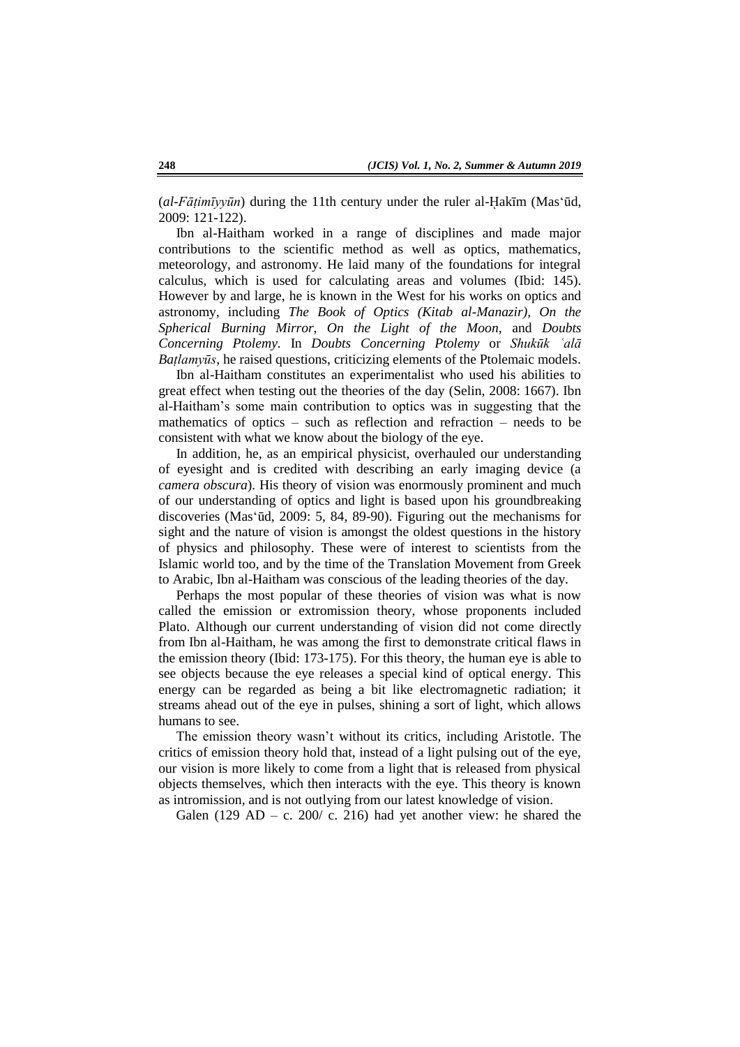(*al-Fāṭimīyyūn*) during the 11th century under the ruler al-Ḥakīm (Mas'ūd, 2009: 121-122).

Ibn al-Haitham worked in a range of disciplines and made major contributions to the scientific method as well as optics, mathematics, meteorology, and astronomy. He laid many of the foundations for integral calculus, which is used for calculating areas and volumes (Ibid: 145). However by and large, he is known in the West for his works on optics and astronomy, including *The Book of Optics (Kitab al-Manazir), On the Spherical Burning Mirror, On the Light of the Moon,* and *Doubts Concerning Ptolemy.* In *Doubts Concerning Ptolemy* or *Shukūk ʿalā Baṭlamyūs*, he raised questions, criticizing elements of the Ptolemaic models.

Ibn al-Haitham constitutes an experimentalist who used his abilities to great effect when testing out the theories of the day (Selin, 2008: 1667). Ibn al-Haitham's some main contribution to optics was in suggesting that the mathematics of optics – such as reflection and refraction – needs to be consistent with what we know about the biology of the eye.

In addition, he, as an empirical physicist, overhauled our understanding of eyesight and is credited with describing an early imaging device (a *camera obscura*). His theory of vision was enormously prominent and much of our understanding of optics and light is based upon his groundbreaking discoveries (Mas'ūd, 2009: 5, 84, 89-90). Figuring out the mechanisms for sight and the nature of vision is amongst the oldest questions in the history of physics and philosophy. These were of interest to scientists from the Islamic world too, and by the time of the Translation Movement from Greek to Arabic, Ibn al-Haitham was conscious of the leading theories of the day.

Perhaps the most popular of these theories of vision was what is now called the emission or extromission theory, whose proponents included Plato. Although our current understanding of vision did not come directly from Ibn al-Haitham, he was among the first to demonstrate critical flaws in the emission theory (Ibid: 173-175). For this theory, the human eye is able to see objects because the eye releases a special kind of optical energy. This energy can be regarded as being a bit like electromagnetic radiation; it streams ahead out of the eye in pulses, shining a sort of light, which allows humans to see.

The emission theory wasn't without its critics, including Aristotle. The critics of emission theory hold that, instead of a light pulsing out of the eye, our vision is more likely to come from a light that is released from physical objects themselves, which then interacts with the eye. This theory is known as intromission, and is not outlying from our latest knowledge of vision.

Galen (129 AD – c. 200/ c. 216) had yet another view: he shared the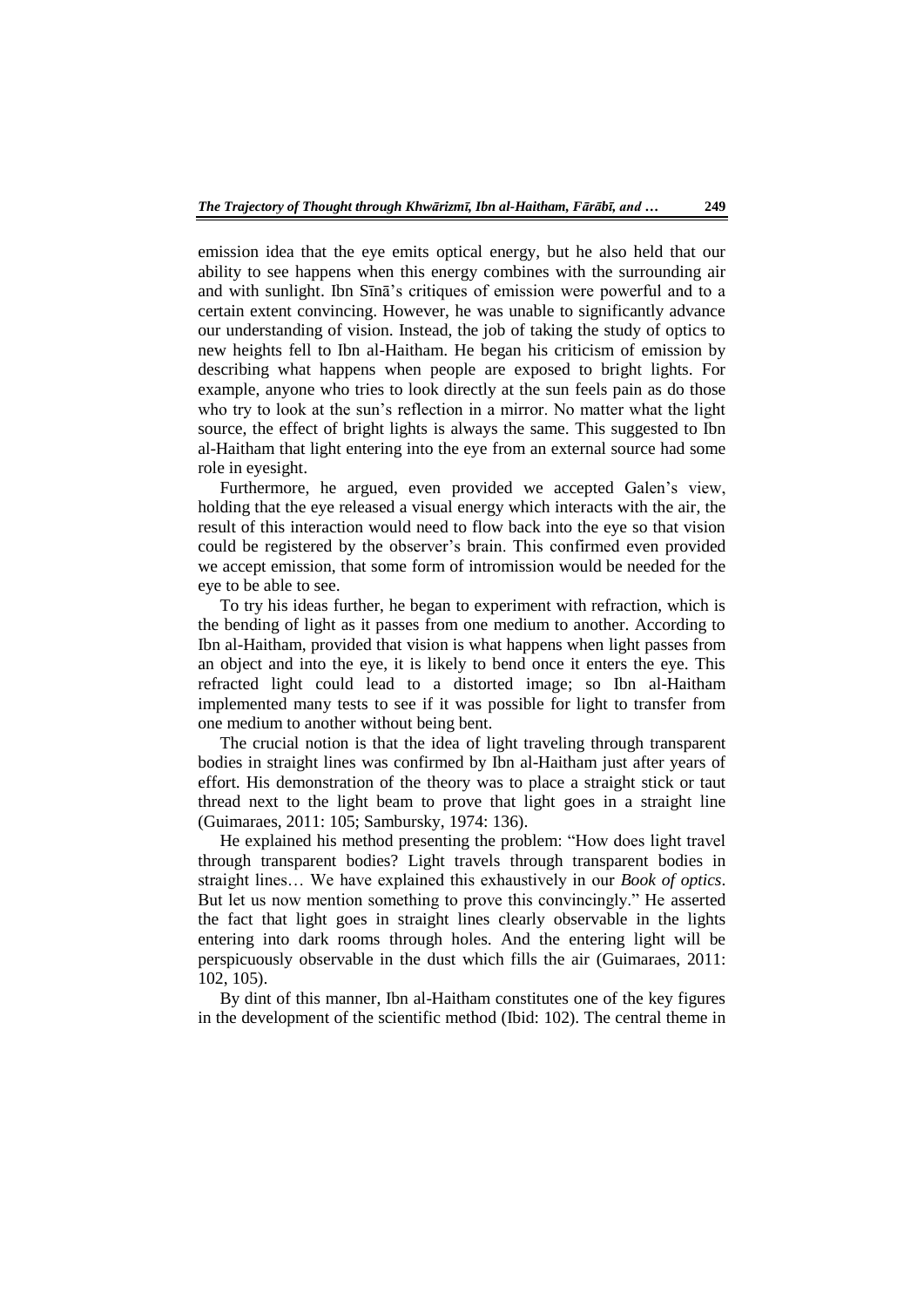emission idea that the eye emits optical energy, but he also held that our ability to see happens when this energy combines with the surrounding air and with sunlight. Ibn Sīnā's critiques of emission were powerful and to a certain extent convincing. However, he was unable to significantly advance our understanding of vision. Instead, the job of taking the study of optics to new heights fell to Ibn al-Haitham. He began his criticism of emission by describing what happens when people are exposed to bright lights. For example, anyone who tries to look directly at the sun feels pain as do those who try to look at the sun's reflection in a mirror. No matter what the light source, the effect of bright lights is always the same. This suggested to Ibn al-Haitham that light entering into the eye from an external source had some role in eyesight.

Furthermore, he argued, even provided we accepted Galen's view, holding that the eye released a visual energy which interacts with the air, the result of this interaction would need to flow back into the eye so that vision could be registered by the observer's brain. This confirmed even provided we accept emission, that some form of intromission would be needed for the eye to be able to see.

To try his ideas further, he began to experiment with refraction, which is the bending of light as it passes from one medium to another. According to Ibn al-Haitham, provided that vision is what happens when light passes from an object and into the eye, it is likely to bend once it enters the eye. This refracted light could lead to a distorted image; so Ibn al-Haitham implemented many tests to see if it was possible for light to transfer from one medium to another without being bent.

The crucial notion is that the idea of light traveling through transparent bodies in straight lines was confirmed by Ibn al-Haitham just after years of effort. His demonstration of the theory was to place a straight stick or taut thread next to the light beam to prove that light goes in a straight line (Guimaraes, 2011: 105; Sambursky, 1974: 136).

He explained his method presenting the problem: "How does light travel through transparent bodies? Light travels through transparent bodies in straight lines… We have explained this exhaustively in our *Book of optics*. But let us now mention something to prove this convincingly." He asserted the fact that light goes in straight lines clearly observable in the lights entering into dark rooms through holes. And the entering light will be perspicuously observable in the dust which fills the air (Guimaraes, 2011: 102, 105).

By dint of this manner, Ibn al-Haitham constitutes one of the key figures in the development of the scientific method (Ibid: 102). The central theme in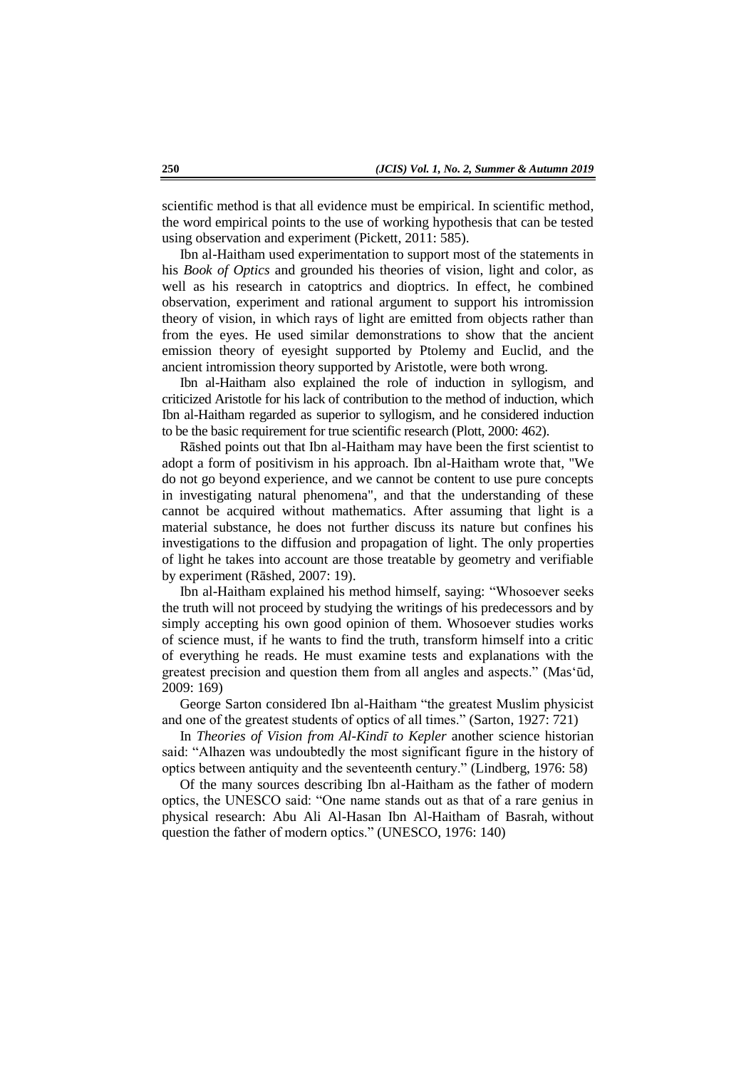scientific method is that all evidence must be empirical. In scientific method, the word empirical points to the use of working hypothesis that can be tested using observation and experiment (Pickett, 2011: 585).

Ibn al-Haitham used experimentation to support most of the statements in his *Book of Optics* and grounded his theories of vision, light and color, as well as his research in catoptrics and dioptrics. In effect, he combined observation, experiment and rational argument to support his intromission theory of vision, in which rays of light are emitted from objects rather than from the eyes. He used similar demonstrations to show that the ancient emission theory of eyesight supported by Ptolemy and Euclid, and the ancient intromission theory supported by Aristotle, were both wrong.

Ibn al-Haitham also explained the role of induction in syllogism, and criticized Aristotle for his lack of contribution to the method of induction, which Ibn al-Haitham regarded as superior to syllogism, and he considered induction to be the basic requirement for true scientific research (Plott, 2000: 462).

Rāshed points out that Ibn al-Haitham may have been the first scientist to adopt a form of positivism in his approach. Ibn al-Haitham wrote that, "We do not go beyond experience, and we cannot be content to use pure concepts in investigating natural phenomena", and that the understanding of these cannot be acquired without mathematics. After assuming that light is a material substance, he does not further discuss its nature but confines his investigations to the diffusion and propagation of light. The only properties of light he takes into account are those treatable by geometry and verifiable by experiment (Rāshed, 2007: 19).

Ibn al-Haitham explained his method himself, saying: "Whosoever seeks the truth will not proceed by studying the writings of his predecessors and by simply accepting his own good opinion of them. Whosoever studies works of science must, if he wants to find the truth, transform himself into a critic of everything he reads. He must examine tests and explanations with the greatest precision and question them from all angles and aspects." (Mas'ūd, 2009: 169)

George Sarton considered Ibn al-Haitham "the greatest Muslim physicist and one of the greatest students of optics of all times." (Sarton, 1927: 721)

In *Theories of Vision from Al-Kindī to Kepler* another science historian said: "Alhazen was undoubtedly the most significant figure in the history of optics between antiquity and the seventeenth century." (Lindberg, 1976: 58)

Of the many sources describing Ibn al-Haitham as the father of modern optics, the UNESCO said: "One name stands out as that of a rare genius in physical research: Abu Ali Al-Hasan Ibn Al-Haitham of Basrah, without question the father of modern optics." (UNESCO, 1976: 140)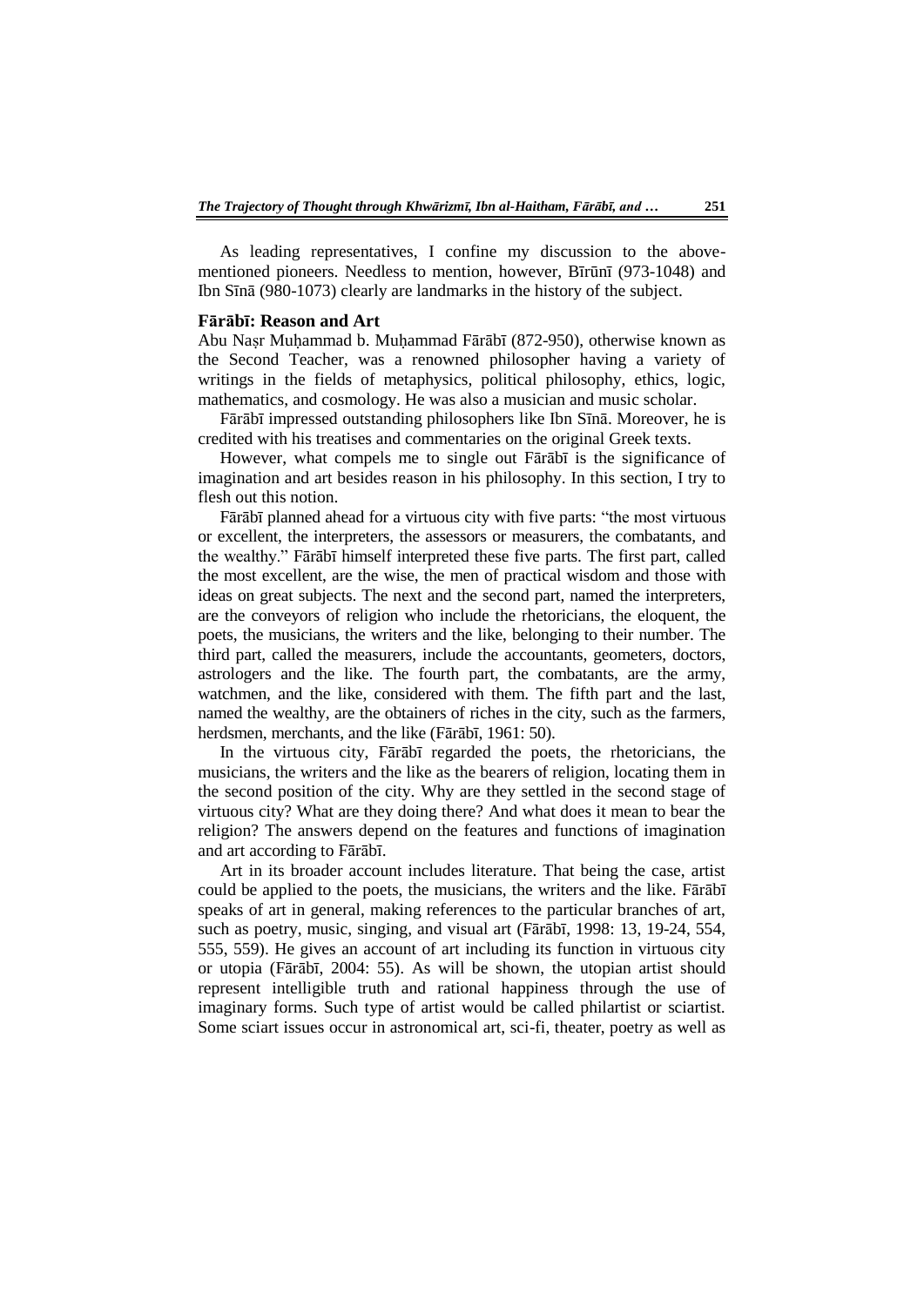As leading representatives, I confine my discussion to the above-mentioned pioneers. Needless to mention, however, Bīrūnī (973-1048) and Ibn Sīnā (980-1073) clearly are landmarks in the history of the subject.

### Fārābī: Reason and Art

Abu Naṣr Muḥammad b. Muḥammad Fārābī (872-950), otherwise known as the Second Teacher, was a renowned philosopher having a variety of writings in the fields of metaphysics, political philosophy, ethics, logic, mathematics, and cosmology. He was also a musician and music scholar.

Fārābī impressed outstanding philosophers like Ibn Sīnā. Moreover, he is credited with his treatises and commentaries on the original Greek texts.

However, what compels me to single out Fārābī is the significance of imagination and art besides reason in his philosophy. In this section, I try to flesh out this notion.

Fārābī planned ahead for a virtuous city with five parts: "the most virtuous or excellent, the interpreters, the assessors or measurers, the combatants, and the wealthy." Fārābī himself interpreted these five parts. The first part, called the most excellent, are the wise, the men of practical wisdom and those with ideas on great subjects. The next and the second part, named the interpreters, are the conveyors of religion who include the rhetoricians, the eloquent, the poets, the musicians, the writers and the like, belonging to their number. The third part, called the measurers, include the accountants, geometers, doctors, astrologers and the like. The fourth part, the combatants, are the army, watchmen, and the like, considered with them. The fifth part and the last, named the wealthy, are the obtainers of riches in the city, such as the farmers, herdsmen, merchants, and the like (Fārābī, 1961: 50).

In the virtuous city, Fārābī regarded the poets, the rhetoricians, the musicians, the writers and the like as the bearers of religion, locating them in the second position of the city. Why are they settled in the second stage of virtuous city? What are they doing there? And what does it mean to bear the religion? The answers depend on the features and functions of imagination and art according to Fārābī.

Art in its broader account includes literature. That being the case, artist could be applied to the poets, the musicians, the writers and the like. Fārābī speaks of art in general, making references to the particular branches of art, such as poetry, music, singing, and visual art (Fārābī, 1998: 13, 19-24, 554, 555, 559). He gives an account of art including its function in virtuous city or utopia (Fārābī, 2004: 55). As will be shown, the utopian artist should represent intelligible truth and rational happiness through the use of imaginary forms. Such type of artist would be called philartist or sciartist. Some sciart issues occur in astronomical art, sci-fi, theater, poetry as well as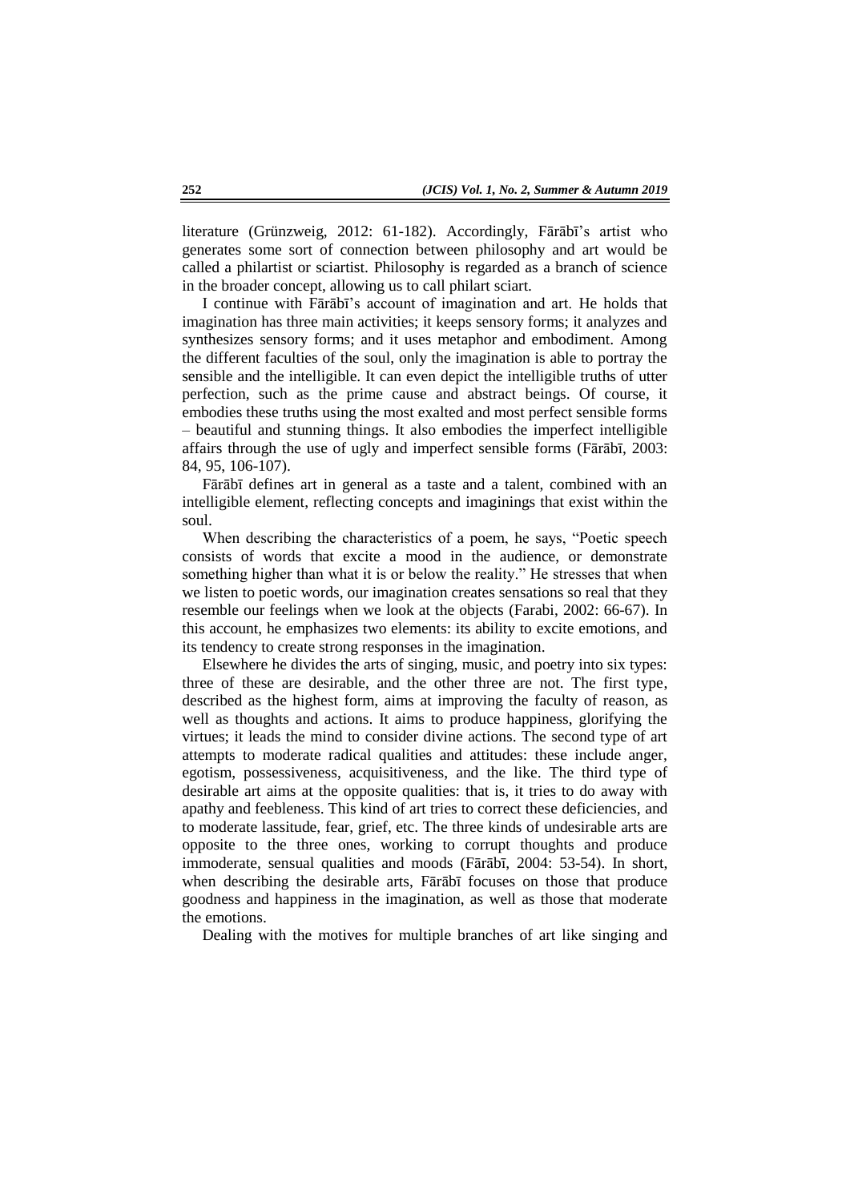literature (Grünzweig, 2012: 61-182). Accordingly, Fārābī's artist who generates some sort of connection between philosophy and art would be called a philartist or sciartist. Philosophy is regarded as a branch of science in the broader concept, allowing us to call philart sciart.

I continue with Fārābī's account of imagination and art. He holds that imagination has three main activities; it keeps sensory forms; it analyzes and synthesizes sensory forms; and it uses metaphor and embodiment. Among the different faculties of the soul, only the imagination is able to portray the sensible and the intelligible. It can even depict the intelligible truths of utter perfection, such as the prime cause and abstract beings. Of course, it embodies these truths using the most exalted and most perfect sensible forms – beautiful and stunning things. It also embodies the imperfect intelligible affairs through the use of ugly and imperfect sensible forms (Fārābī, 2003: 84, 95, 106-107).

Fārābī defines art in general as a taste and a talent, combined with an intelligible element, reflecting concepts and imaginings that exist within the soul.

When describing the characteristics of a poem, he says, "Poetic speech consists of words that excite a mood in the audience, or demonstrate something higher than what it is or below the reality." He stresses that when we listen to poetic words, our imagination creates sensations so real that they resemble our feelings when we look at the objects (Farabi, 2002: 66-67). In this account, he emphasizes two elements: its ability to excite emotions, and its tendency to create strong responses in the imagination.

Elsewhere he divides the arts of singing, music, and poetry into six types: three of these are desirable, and the other three are not. The first type, described as the highest form, aims at improving the faculty of reason, as well as thoughts and actions. It aims to produce happiness, glorifying the virtues; it leads the mind to consider divine actions. The second type of art attempts to moderate radical qualities and attitudes: these include anger, egotism, possessiveness, acquisitiveness, and the like. The third type of desirable art aims at the opposite qualities: that is, it tries to do away with apathy and feebleness. This kind of art tries to correct these deficiencies, and to moderate lassitude, fear, grief, etc. The three kinds of undesirable arts are opposite to the three ones, working to corrupt thoughts and produce immoderate, sensual qualities and moods (Fārābī, 2004: 53-54). In short, when describing the desirable arts, Fārābī focuses on those that produce goodness and happiness in the imagination, as well as those that moderate the emotions.

Dealing with the motives for multiple branches of art like singing and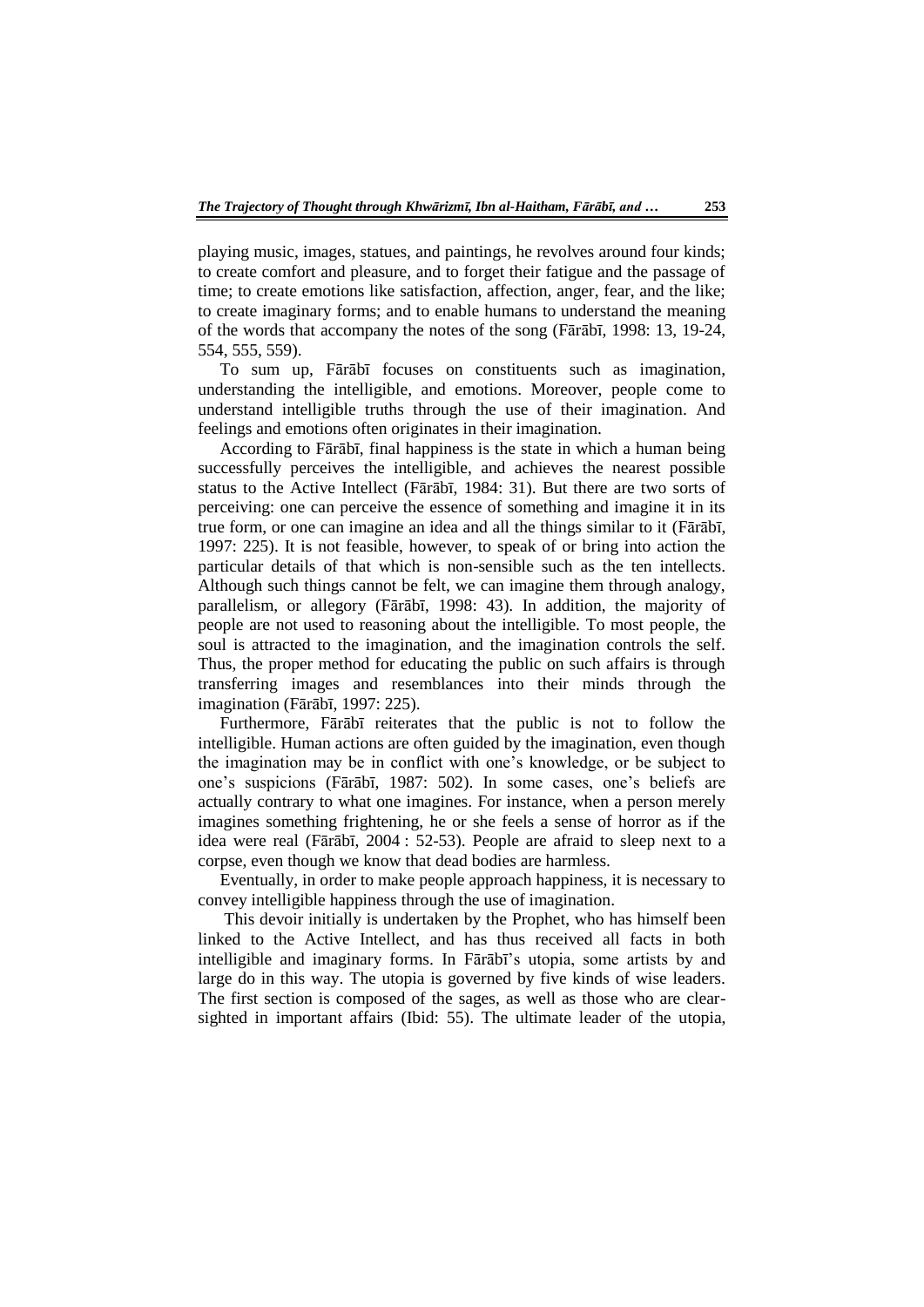playing music, images, statues, and paintings, he revolves around four kinds; to create comfort and pleasure, and to forget their fatigue and the passage of time; to create emotions like satisfaction, affection, anger, fear, and the like; to create imaginary forms; and to enable humans to understand the meaning of the words that accompany the notes of the song (Fārābī, 1998: 13, 19-24, 554, 555, 559).

To sum up, Fārābī focuses on constituents such as imagination, understanding the intelligible, and emotions. Moreover, people come to understand intelligible truths through the use of their imagination. And feelings and emotions often originates in their imagination.

According to Fārābī, final happiness is the state in which a human being successfully perceives the intelligible, and achieves the nearest possible status to the Active Intellect (Fārābī, 1984: 31). But there are two sorts of perceiving: one can perceive the essence of something and imagine it in its true form, or one can imagine an idea and all the things similar to it (Fārābī, 1997: 225). It is not feasible, however, to speak of or bring into action the particular details of that which is non-sensible such as the ten intellects. Although such things cannot be felt, we can imagine them through analogy, parallelism, or allegory (Fārābī, 1998: 43). In addition, the majority of people are not used to reasoning about the intelligible. To most people, the soul is attracted to the imagination, and the imagination controls the self. Thus, the proper method for educating the public on such affairs is through transferring images and resemblances into their minds through the imagination (Fārābī, 1997: 225).

Furthermore, Fārābī reiterates that the public is not to follow the intelligible. Human actions are often guided by the imagination, even though the imagination may be in conflict with one's knowledge, or be subject to one's suspicions (Fārābī, 1987: 502). In some cases, one's beliefs are actually contrary to what one imagines. For instance, when a person merely imagines something frightening, he or she feels a sense of horror as if the idea were real (Fārābī, 2004 : 52-53). People are afraid to sleep next to a corpse, even though we know that dead bodies are harmless.

Eventually, in order to make people approach happiness, it is necessary to convey intelligible happiness through the use of imagination.

This devoir initially is undertaken by the Prophet, who has himself been linked to the Active Intellect, and has thus received all facts in both intelligible and imaginary forms. In Fārābī's utopia, some artists by and large do in this way. The utopia is governed by five kinds of wise leaders. The first section is composed of the sages, as well as those who are clear-sighted in important affairs (Ibid: 55). The ultimate leader of the utopia,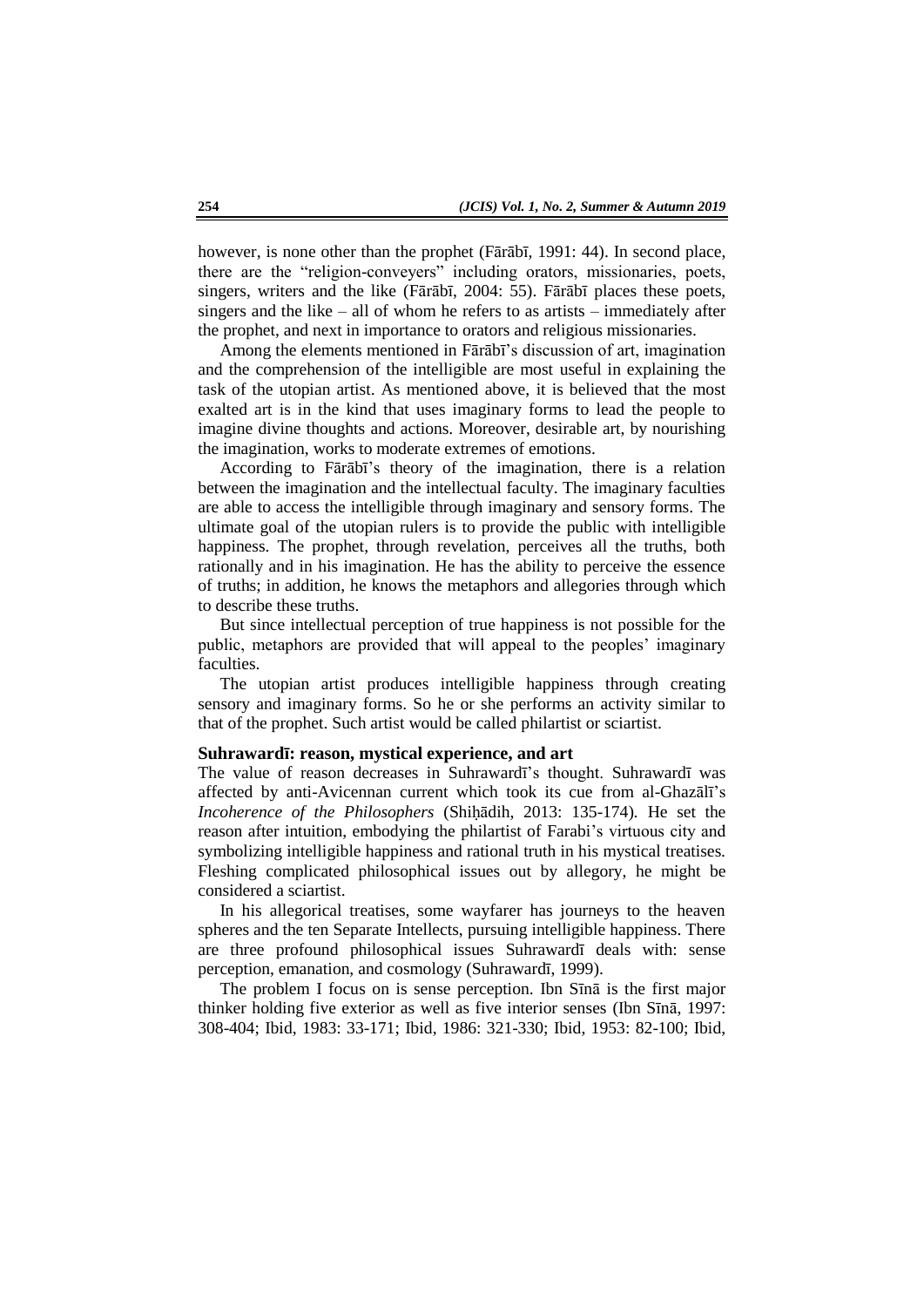however, is none other than the prophet (Fārābī, 1991: 44). In second place, there are the "religion-conveyers" including orators, missionaries, poets, singers, writers and the like (Fārābī, 2004: 55). Fārābī places these poets, singers and the like – all of whom he refers to as artists – immediately after the prophet, and next in importance to orators and religious missionaries.

Among the elements mentioned in Fārābī's discussion of art, imagination and the comprehension of the intelligible are most useful in explaining the task of the utopian artist. As mentioned above, it is believed that the most exalted art is in the kind that uses imaginary forms to lead the people to imagine divine thoughts and actions. Moreover, desirable art, by nourishing the imagination, works to moderate extremes of emotions.

According to Fārābī's theory of the imagination, there is a relation between the imagination and the intellectual faculty. The imaginary faculties are able to access the intelligible through imaginary and sensory forms. The ultimate goal of the utopian rulers is to provide the public with intelligible happiness. The prophet, through revelation, perceives all the truths, both rationally and in his imagination. He has the ability to perceive the essence of truths; in addition, he knows the metaphors and allegories through which to describe these truths.

But since intellectual perception of true happiness is not possible for the public, metaphors are provided that will appeal to the peoples' imaginary faculties.

The utopian artist produces intelligible happiness through creating sensory and imaginary forms. So he or she performs an activity similar to that of the prophet. Such artist would be called philartist or sciartist.

### Suhrawardī: reason, mystical experience, and art

The value of reason decreases in Suhrawardī's thought. Suhrawardī was affected by anti-Avicennan current which took its cue from al-Ghazālī's *Incoherence of the Philosophers* (Shiḥādih, 2013: 135-174). He set the reason after intuition, embodying the philartist of Farabi's virtuous city and symbolizing intelligible happiness and rational truth in his mystical treatises. Fleshing complicated philosophical issues out by allegory, he might be considered a sciartist.

In his allegorical treatises, some wayfarer has journeys to the heaven spheres and the ten Separate Intellects, pursuing intelligible happiness. There are three profound philosophical issues Suhrawardī deals with: sense perception, emanation, and cosmology (Suhrawardī, 1999).

The problem I focus on is sense perception. Ibn Sīnā is the first major thinker holding five exterior as well as five interior senses (Ibn Sīnā, 1997: 308-404; Ibid, 1983: 33-171; Ibid, 1986: 321-330; Ibid, 1953: 82-100; Ibid,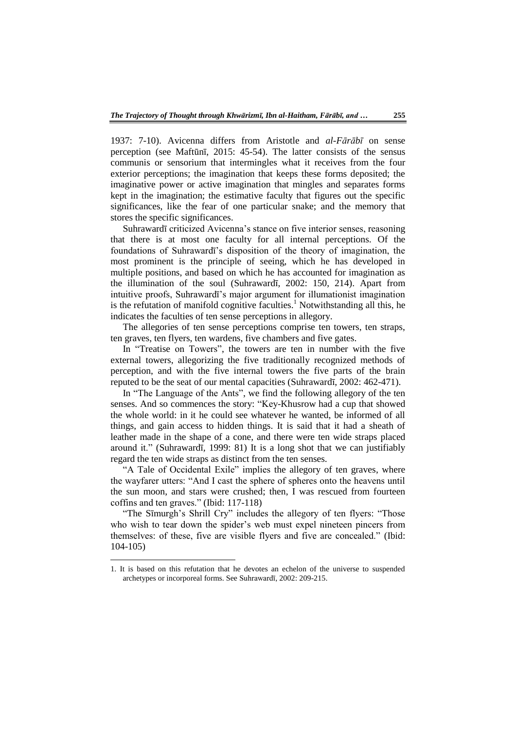1937: 7-10). Avicenna differs from Aristotle and *al-Fārābī* on sense perception (see Maftūnī, 2015: 45-54). The latter consists of the sensus communis or sensorium that intermingles what it receives from the four exterior perceptions; the imagination that keeps these forms deposited; the imaginative power or active imagination that mingles and separates forms kept in the imagination; the estimative faculty that figures out the specific significances, like the fear of one particular snake; and the memory that stores the specific significances.

Suhrawardī criticized Avicenna's stance on five interior senses, reasoning that there is at most one faculty for all internal perceptions. Of the foundations of Suhrawardī's disposition of the theory of imagination, the most prominent is the principle of seeing, which he has developed in multiple positions, and based on which he has accounted for imagination as the illumination of the soul (Suhrawardī, 2002: 150, 214). Apart from intuitive proofs, Suhrawardī's major argument for illumationist imagination is the refutation of manifold cognitive faculties.[1] Notwithstanding all this, he indicates the faculties of ten sense perceptions in allegory.

The allegories of ten sense perceptions comprise ten towers, ten straps, ten graves, ten flyers, ten wardens, five chambers and five gates.

In "Treatise on Towers", the towers are ten in number with the five external towers, allegorizing the five traditionally recognized methods of perception, and with the five internal towers the five parts of the brain reputed to be the seat of our mental capacities (Suhrawardī, 2002: 462-471).

In "The Language of the Ants", we find the following allegory of the ten senses. And so commences the story: "Key-Khusrow had a cup that showed the whole world: in it he could see whatever he wanted, be informed of all things, and gain access to hidden things. It is said that it had a sheath of leather made in the shape of a cone, and there were ten wide straps placed around it." (Suhrawardī, 1999: 81) It is a long shot that we can justifiably regard the ten wide straps as distinct from the ten senses.

"A Tale of Occidental Exile" implies the allegory of ten graves, where the wayfarer utters: "And I cast the sphere of spheres onto the heavens until the sun moon, and stars were crushed; then, I was rescued from fourteen coffins and ten graves." (Ibid: 117-118)

"The Sīmurgh's Shrill Cry" includes the allegory of ten flyers: "Those who wish to tear down the spider's web must expel nineteen pincers from themselves: of these, five are visible flyers and five are concealed." (Ibid: 104-105)

---

1. It is based on this refutation that he devotes an echelon of the universe to suspended archetypes or incorporeal forms. See Suhrawardī, 2002: 209-215.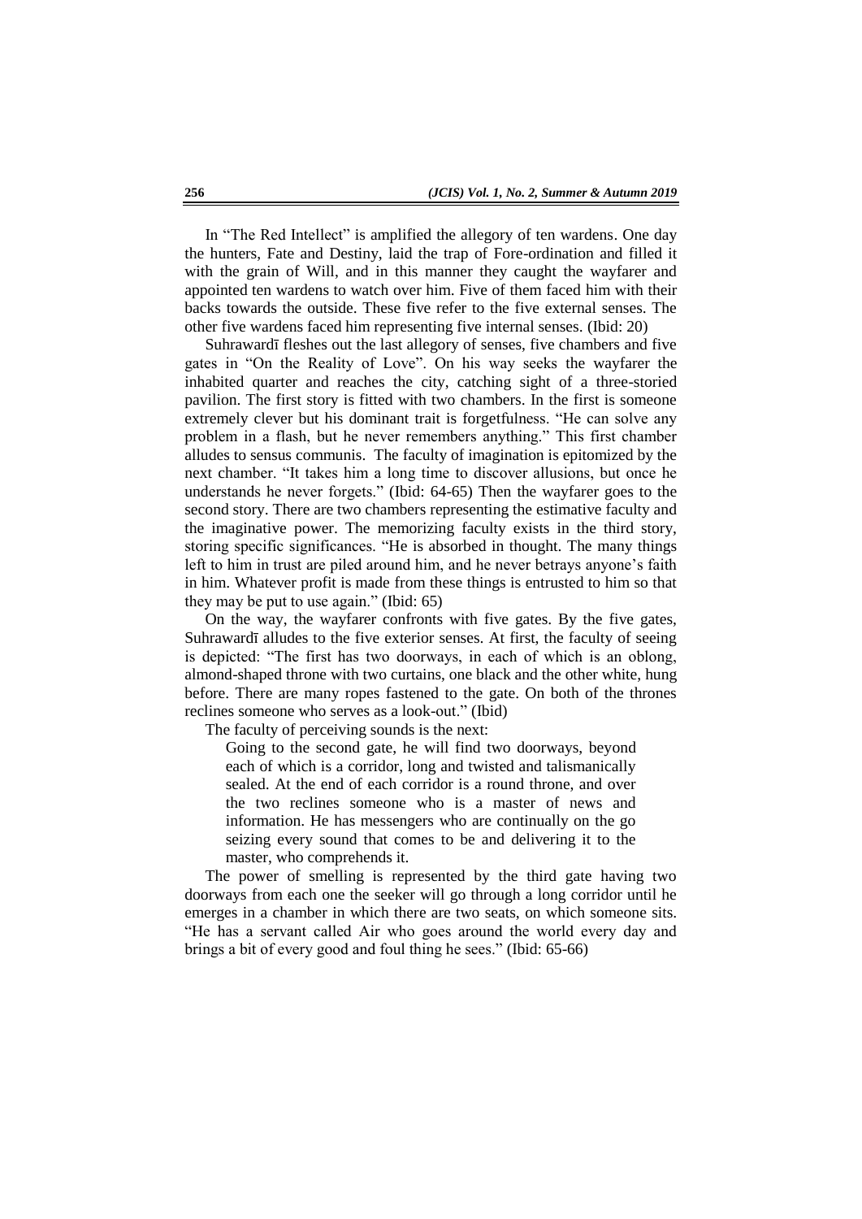In “The Red Intellect” is amplified the allegory of ten wardens. One day the hunters, Fate and Destiny, laid the trap of Fore-ordination and filled it with the grain of Will, and in this manner they caught the wayfarer and appointed ten wardens to watch over him. Five of them faced him with their backs towards the outside. These five refer to the five external senses. The other five wardens faced him representing five internal senses. (Ibid: 20)

Suhrawardī fleshes out the last allegory of senses, five chambers and five gates in “On the Reality of Love”. On his way seeks the wayfarer the inhabited quarter and reaches the city, catching sight of a three-storied pavilion. The first story is fitted with two chambers. In the first is someone extremely clever but his dominant trait is forgetfulness. “He can solve any problem in a flash, but he never remembers anything.” This first chamber alludes to sensus communis. The faculty of imagination is epitomized by the next chamber. “It takes him a long time to discover allusions, but once he understands he never forgets.” (Ibid: 64-65) Then the wayfarer goes to the second story. There are two chambers representing the estimative faculty and the imaginative power. The memorizing faculty exists in the third story, storing specific significances. “He is absorbed in thought. The many things left to him in trust are piled around him, and he never betrays anyone’s faith in him. Whatever profit is made from these things is entrusted to him so that they may be put to use again.” (Ibid: 65)

On the way, the wayfarer confronts with five gates. By the five gates, Suhrawardī alludes to the five exterior senses. At first, the faculty of seeing is depicted: “The first has two doorways, in each of which is an oblong, almond-shaped throne with two curtains, one black and the other white, hung before. There are many ropes fastened to the gate. On both of the thrones reclines someone who serves as a look-out.” (Ibid)

The faculty of perceiving sounds is the next:

> Going to the second gate, he will find two doorways, beyond each of which is a corridor, long and twisted and talismanically sealed. At the end of each corridor is a round throne, and over the two reclines someone who is a master of news and information. He has messengers who are continually on the go seizing every sound that comes to be and delivering it to the master, who comprehends it.

The power of smelling is represented by the third gate having two doorways from each one the seeker will go through a long corridor until he emerges in a chamber in which there are two seats, on which someone sits. “He has a servant called Air who goes around the world every day and brings a bit of every good and foul thing he sees.” (Ibid: 65-66)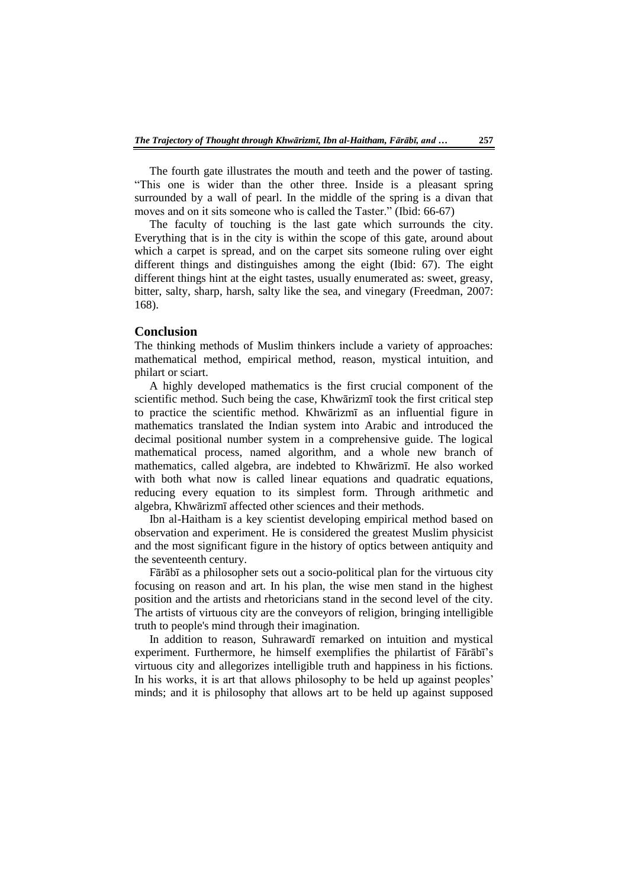The fourth gate illustrates the mouth and teeth and the power of tasting. "This one is wider than the other three. Inside is a pleasant spring surrounded by a wall of pearl. In the middle of the spring is a divan that moves and on it sits someone who is called the Taster." (Ibid: 66-67)

The faculty of touching is the last gate which surrounds the city. Everything that is in the city is within the scope of this gate, around about which a carpet is spread, and on the carpet sits someone ruling over eight different things and distinguishes among the eight (Ibid: 67). The eight different things hint at the eight tastes, usually enumerated as: sweet, greasy, bitter, salty, sharp, harsh, salty like the sea, and vinegary (Freedman, 2007: 168).

## Conclusion

The thinking methods of Muslim thinkers include a variety of approaches: mathematical method, empirical method, reason, mystical intuition, and philart or sciart.

A highly developed mathematics is the first crucial component of the scientific method. Such being the case, Khwārizmī took the first critical step to practice the scientific method. Khwārizmī as an influential figure in mathematics translated the Indian system into Arabic and introduced the decimal positional number system in a comprehensive guide. The logical mathematical process, named algorithm, and a whole new branch of mathematics, called algebra, are indebted to Khwārizmī. He also worked with both what now is called linear equations and quadratic equations, reducing every equation to its simplest form. Through arithmetic and algebra, Khwārizmī affected other sciences and their methods.

Ibn al-Haitham is a key scientist developing empirical method based on observation and experiment. He is considered the greatest Muslim physicist and the most significant figure in the history of optics between antiquity and the seventeenth century.

Fārābī as a philosopher sets out a socio-political plan for the virtuous city focusing on reason and art. In his plan, the wise men stand in the highest position and the artists and rhetoricians stand in the second level of the city. The artists of virtuous city are the conveyors of religion, bringing intelligible truth to people's mind through their imagination.

In addition to reason, Suhrawardī remarked on intuition and mystical experiment. Furthermore, he himself exemplifies the philartist of Fārābī's virtuous city and allegorizes intelligible truth and happiness in his fictions. In his works, it is art that allows philosophy to be held up against peoples' minds; and it is philosophy that allows art to be held up against supposed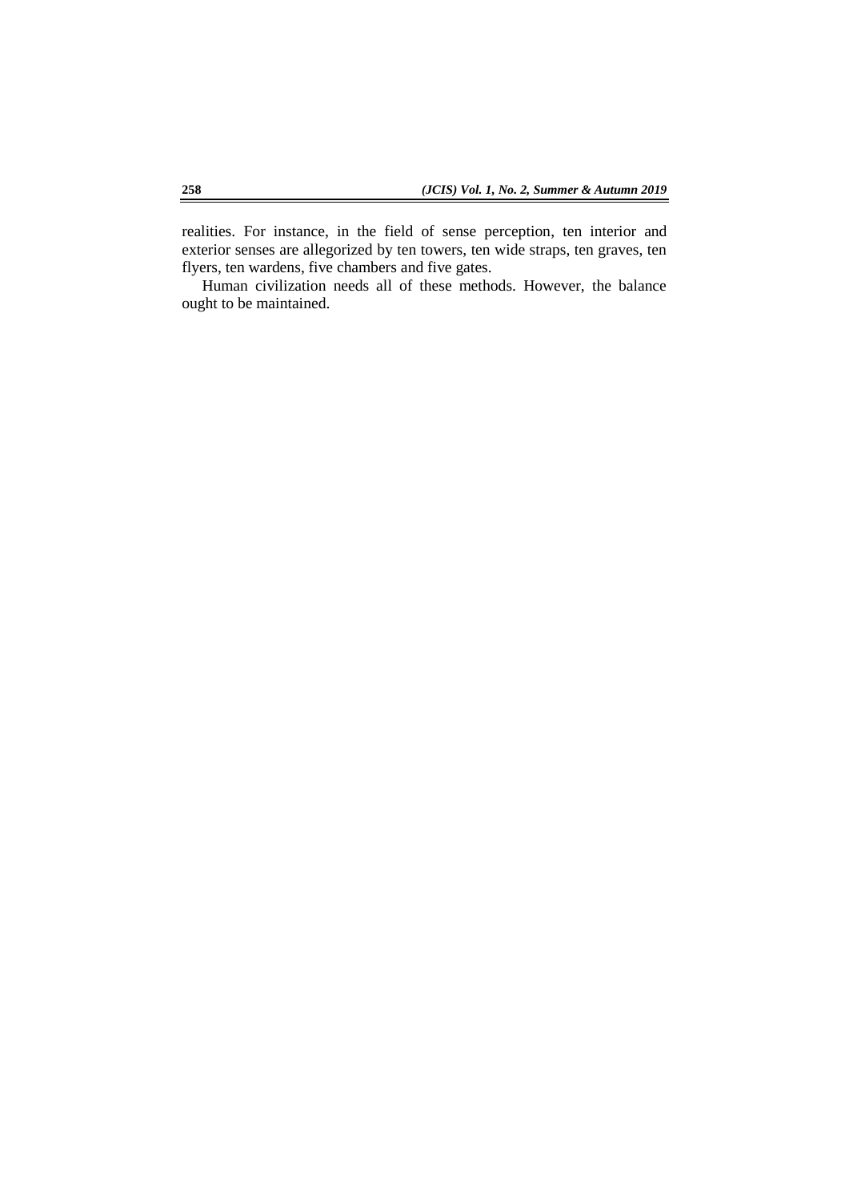realities. For instance, in the field of sense perception, ten interior and exterior senses are allegorized by ten towers, ten wide straps, ten graves, ten flyers, ten wardens, five chambers and five gates.

Human civilization needs all of these methods. However, the balance ought to be maintained.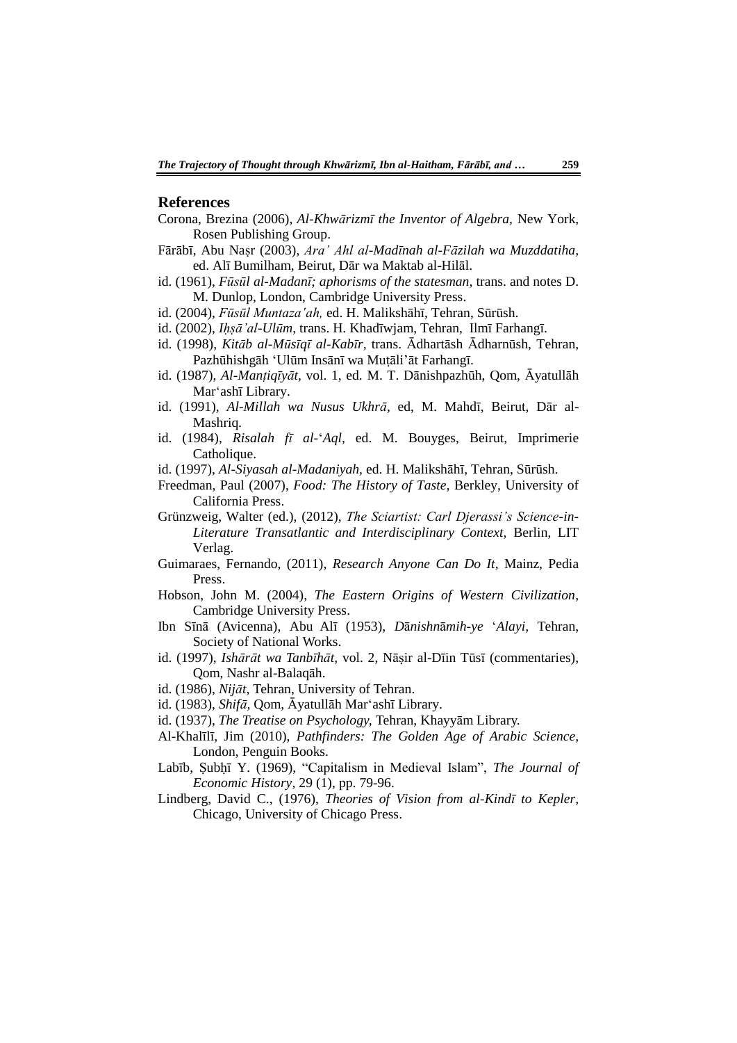## References

Corona, Brezina (2006), *Al-Khwārizmī the Inventor of Algebra,* New York, Rosen Publishing Group.

Fārābī, Abu Naṣr (2003), *Ara' Ahl al-Madīnah al-Fāzilah wa Muzddatiha,* ed. Alī Bumilham, Beirut, Dār wa Maktab al-Hilāl.

id. (1961), *Fūsūl al-Madanī; aphorisms of the statesman,* trans. and notes D. M. Dunlop, London, Cambridge University Press.

id. (2004), *Fūsūl Muntaza'ah,* ed. H. Malikshāhī, Tehran, Sūrūsh.

id. (2002), *Iḥṣā'al-Ulūm,* trans. H. Khadīwjam, Tehran, Ilmī Farhangī.

id. (1998), *Kitāb al-Mūsīqī al-Kabīr,* trans. Ādhartāsh Ādharnūsh, Tehran, Pazhūhishgāh 'Ulūm Insānī wa Muṭāli'āt Farhangī.

id. (1987), *Al-Manṭiqīyāt,* vol. 1, ed. M. T. Dānishpazhūh, Qom, Āyatullāh Mar'ashī Library.

id. (1991), *Al-Millah wa Nusus Ukhrā,* ed, M. Mahdī, Beirut, Dār al-Mashriq.

id. (1984), *Risalah fī al-'Aql,* ed. M. Bouyges, Beirut, Imprimerie Catholique.

id. (1997), *Al-Siyasah al-Madaniyah,* ed. H. Malikshāhī, Tehran, Sūrūsh.

Freedman, Paul (2007), *Food: The History of Taste,* Berkley, University of California Press.

Grünzweig, Walter (ed.), (2012), *The Sciartist: Carl Djerassi's Science-in-Literature Transatlantic and Interdisciplinary Context,* Berlin, LIT Verlag.

Guimaraes, Fernando, (2011), *Research Anyone Can Do It,* Mainz, Pedia Press.

Hobson, John M. (2004), *The Eastern Origins of Western Civilization*, Cambridge University Press.

Ibn Sīnā (Avicenna), Abu Alī (1953), *Dānishnāmih-ye 'Alayi,* Tehran, Society of National Works.

id. (1997), *Ishārāt wa Tanbīhāt,* vol. 2, Nāṣir al-Dīin Tūsī (commentaries), Qom, Nashr al-Balaqāh.

id. (1986), *Nijāt,* Tehran, University of Tehran.

id. (1983), *Shifā,* Qom, Āyatullāh Mar'ashī Library.

id. (1937), *The Treatise on Psychology,* Tehran, Khayyām Library.

Al-Khalīlī, Jim (2010), *Pathfinders: The Golden Age of Arabic Science,* London, Penguin Books.

Labīb, Ṣubḥī Y. (1969), "Capitalism in Medieval Islam", *The Journal of Economic History,* 29 (1), pp. 79-96.

Lindberg, David C., (1976), *Theories of Vision from al-Kindī to Kepler,* Chicago, University of Chicago Press.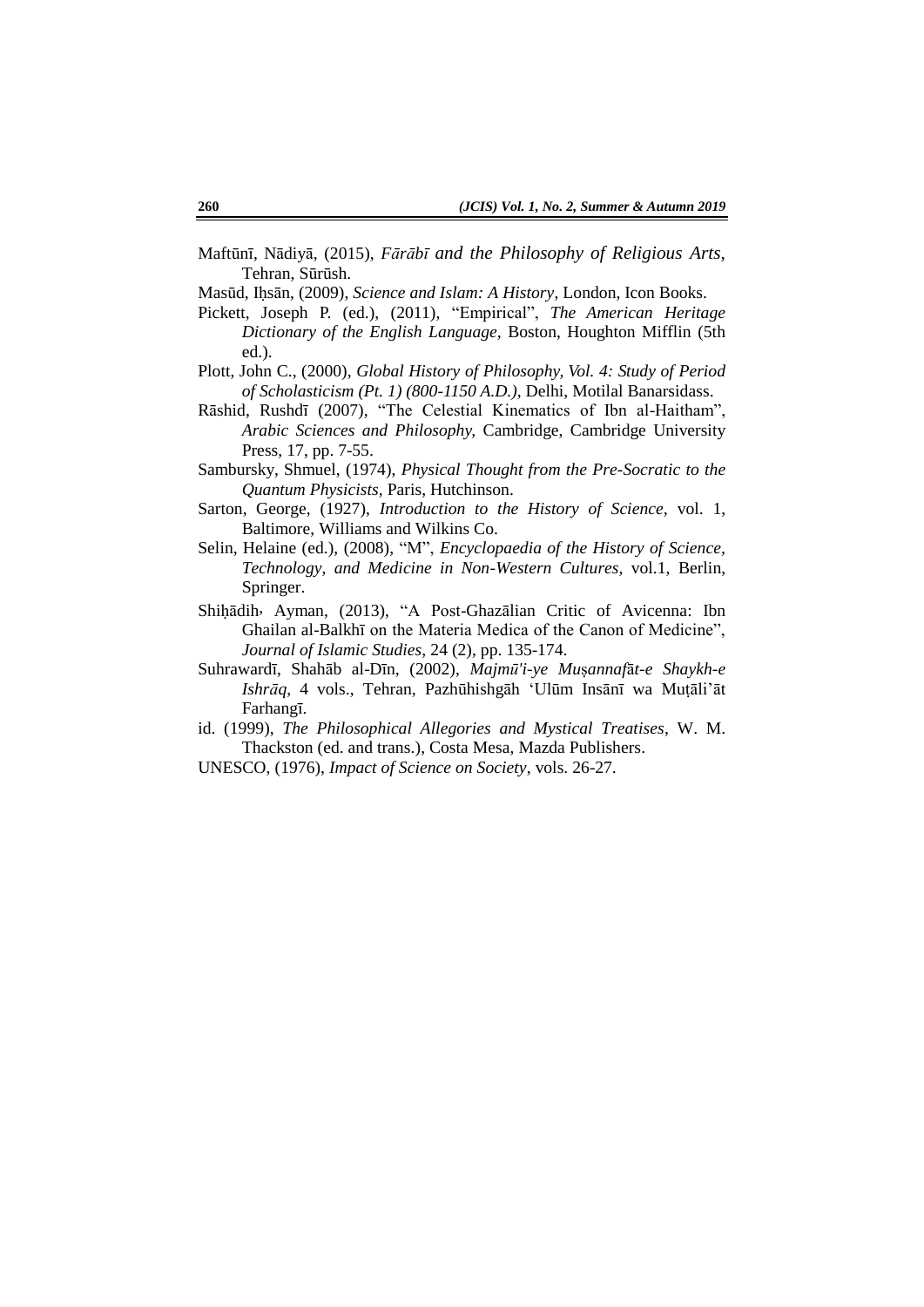Maftūnī, Nādiyā, (2015), *Fārābī and the Philosophy of Religious Arts*, Tehran, Sūrūsh.

Masūd, Iḥsān, (2009), *Science and Islam: A History*, London, Icon Books.

Pickett, Joseph P. (ed.), (2011), "Empirical", *The American Heritage Dictionary of the English Language*, Boston, Houghton Mifflin (5th ed.).

Plott, John C., (2000), *Global History of Philosophy, Vol. 4: Study of Period of Scholasticism (Pt. 1) (800-1150 A.D.)*, Delhi, Motilal Banarsidass.

Rāshid, Rushdī (2007), "The Celestial Kinematics of Ibn al-Haitham", *Arabic Sciences and Philosophy*, Cambridge, Cambridge University Press, 17, pp. 7-55.

Sambursky, Shmuel, (1974), *Physical Thought from the Pre-Socratic to the Quantum Physicists*, Paris, Hutchinson.

Sarton, George, (1927), *Introduction to the History of Science*, vol. 1, Baltimore, Williams and Wilkins Co.

Selin, Helaine (ed.), (2008), "M", *Encyclopaedia of the History of Science, Technology, and Medicine in Non-Western Cultures*, vol.1, Berlin, Springer.

Shiḥādih، Ayman, (2013), "A Post-Ghazālian Critic of Avicenna: Ibn Ghailan al-Balkhī on the Materia Medica of the Canon of Medicine", *Journal of Islamic Studies*, 24 (2), pp. 135-174.

Suhrawardī, Shahāb al-Dīn, (2002), *Majmū'i-ye Muṣannafāt-e Shaykh-e Ishrāq*, 4 vols., Tehran, Pazhūhishgāh 'Ulūm Insānī wa Muṭāli'āt Farhangī.

id. (1999), *The Philosophical Allegories and Mystical Treatises*, W. M. Thackston (ed. and trans.), Costa Mesa, Mazda Publishers.

UNESCO, (1976), *Impact of Science on Society*, vols. 26-27.